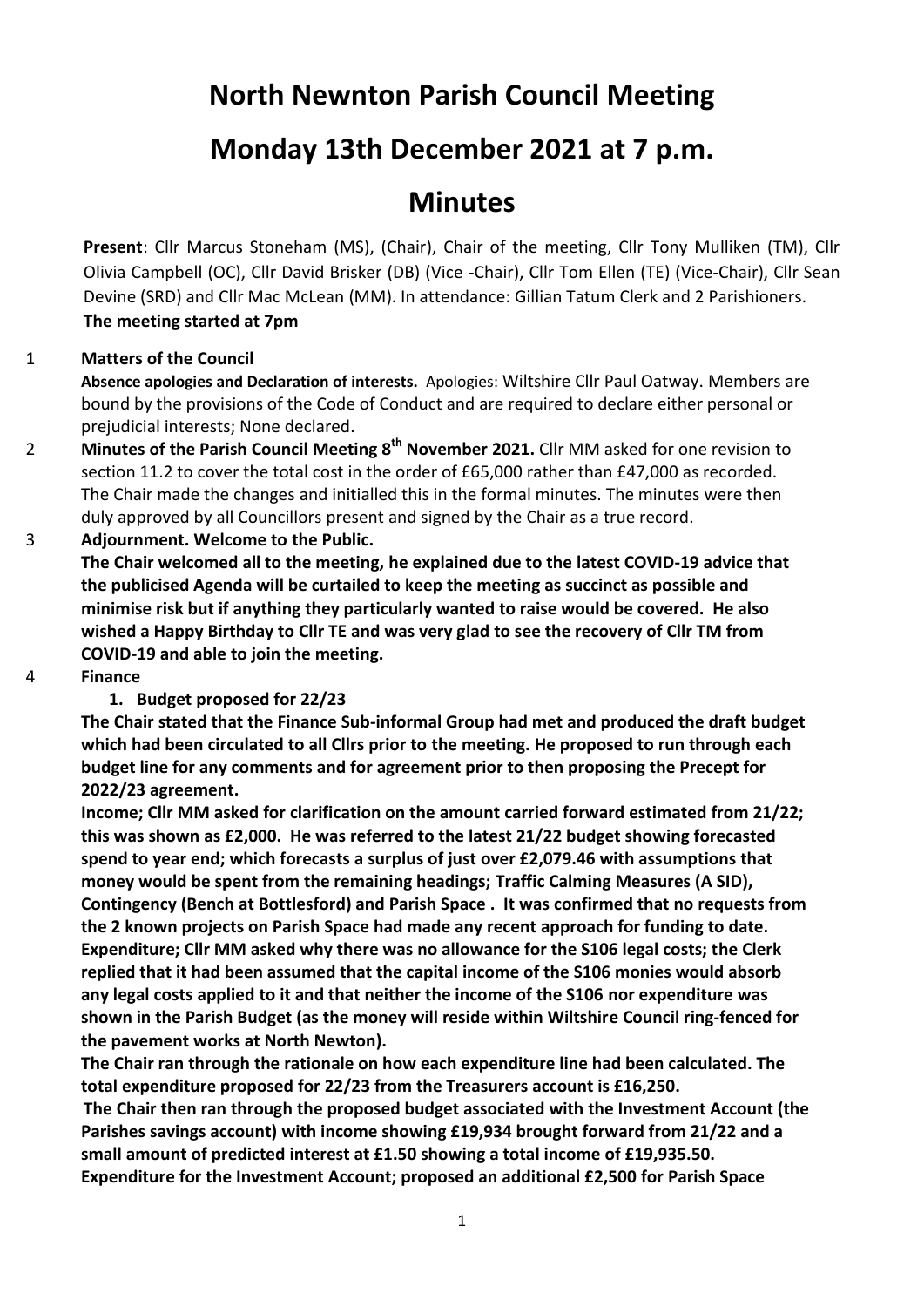# North Newnton Parish Council Meeting

# Monday 13th December 2021 at 7 p.m.

# Minutes

**Present**: Cllr Marcus Stoneham (MS), (Chair), Chair of the meeting, Cllr Tony Mulliken (TM), Cllr Olivia Campbell (OC), Cllr David Brisker (DB) (Vice -Chair), Cllr Tom Ellen (TE) (Vice-Chair), Cllr Sean Devine (SRD) and Cllr Mac McLean (MM). In attendance: Gillian Tatum Clerk and 2 Parishioners.
**The meeting started at 7pm**

1 **Matters of the Council**

**Absence apologies and Declaration of interests.** Apologies: Wiltshire Cllr Paul Oatway. Members are bound by the provisions of the Code of Conduct and are required to declare either personal or prejudicial interests; None declared.

2 **Minutes of the Parish Council Meeting 8th November 2021.** Cllr MM asked for one revision to section 11.2 to cover the total cost in the order of £65,000 rather than £47,000 as recorded. The Chair made the changes and initialled this in the formal minutes. The minutes were then duly approved by all Councillors present and signed by the Chair as a true record.

3 **Adjournment. Welcome to the Public.**

**The Chair welcomed all to the meeting, he explained due to the latest COVID-19 advice that the publicised Agenda will be curtailed to keep the meeting as succinct as possible and minimise risk but if anything they particularly wanted to raise would be covered. He also wished a Happy Birthday to Cllr TE and was very glad to see the recovery of Cllr TM from COVID-19 and able to join the meeting.**

4 **Finance**

1. **Budget proposed for 22/23**

**The Chair stated that the Finance Sub-informal Group had met and produced the draft budget which had been circulated to all Cllrs prior to the meeting. He proposed to run through each budget line for any comments and for agreement prior to then proposing the Precept for 2022/23 agreement.**

**Income; Cllr MM asked for clarification on the amount carried forward estimated from 21/22; this was shown as £2,000. He was referred to the latest 21/22 budget showing forecasted spend to year end; which forecasts a surplus of just over £2,079.46 with assumptions that money would be spent from the remaining headings; Traffic Calming Measures (A SID), Contingency (Bench at Bottlesford) and Parish Space . It was confirmed that no requests from the 2 known projects on Parish Space had made any recent approach for funding to date. Expenditure; Cllr MM asked why there was no allowance for the S106 legal costs; the Clerk replied that it had been assumed that the capital income of the S106 monies would absorb any legal costs applied to it and that neither the income of the S106 nor expenditure was shown in the Parish Budget (as the money will reside within Wiltshire Council ring-fenced for the pavement works at North Newton).**

**The Chair ran through the rationale on how each expenditure line had been calculated. The total expenditure proposed for 22/23 from the Treasurers account is £16,250.**

**The Chair then ran through the proposed budget associated with the Investment Account (the Parishes savings account) with income showing £19,934 brought forward from 21/22 and a small amount of predicted interest at £1.50 showing a total income of £19,935.50. Expenditure for the Investment Account; proposed an additional £2,500 for Parish Space**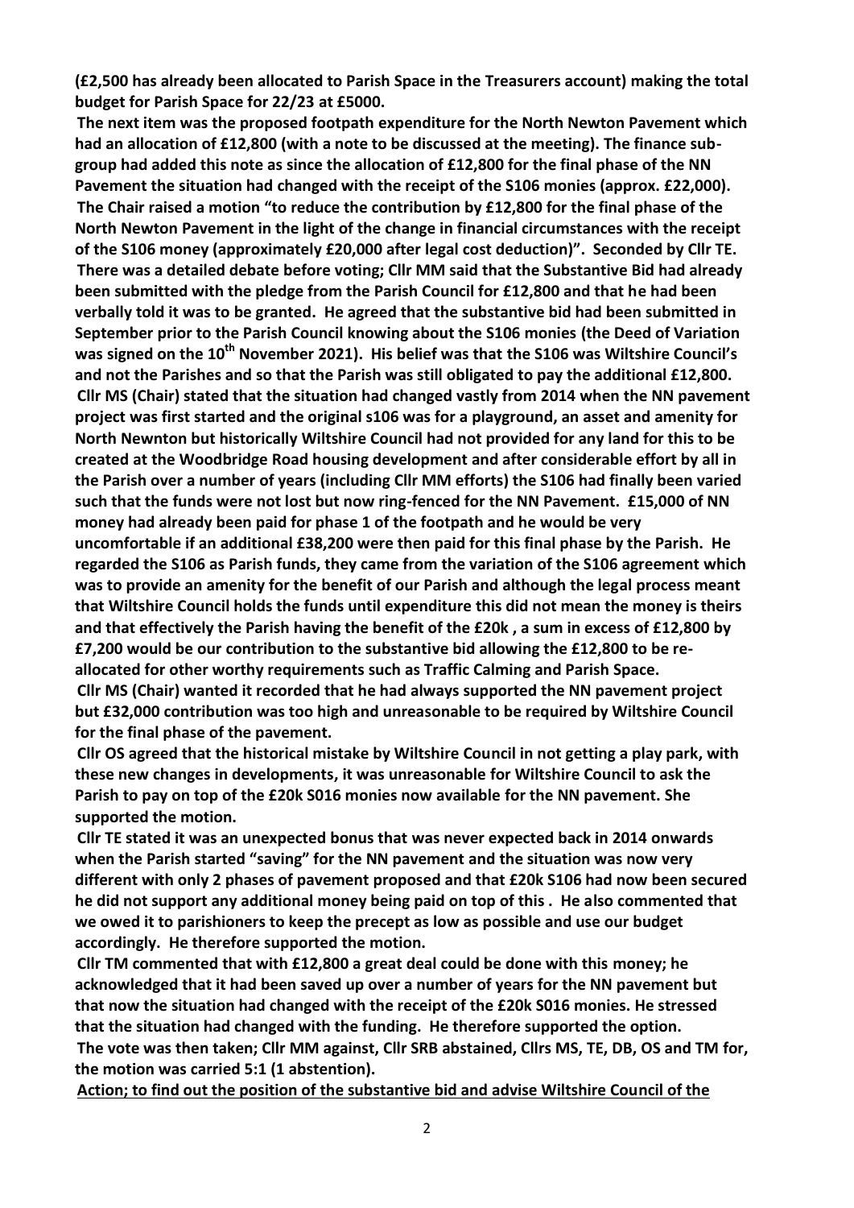**(£2,500 has already been allocated to Parish Space in the Treasurers account) making the total budget for Parish Space for 22/23 at £5000.**

**The next item was the proposed footpath expenditure for the North Newton Pavement which had an allocation of £12,800 (with a note to be discussed at the meeting). The finance sub-group had added this note as since the allocation of £12,800 for the final phase of the NN Pavement the situation had changed with the receipt of the S106 monies (approx. £22,000).**

**The Chair raised a motion "to reduce the contribution by £12,800 for the final phase of the North Newton Pavement in the light of the change in financial circumstances with the receipt of the S106 money (approximately £20,000 after legal cost deduction)". Seconded by Cllr TE.**

**There was a detailed debate before voting; Cllr MM said that the Substantive Bid had already been submitted with the pledge from the Parish Council for £12,800 and that he had been verbally told it was to be granted. He agreed that the substantive bid had been submitted in September prior to the Parish Council knowing about the S106 monies (the Deed of Variation was signed on the 10th November 2021). His belief was that the S106 was Wiltshire Council's and not the Parishes and so that the Parish was still obligated to pay the additional £12,800.**

**Cllr MS (Chair) stated that the situation had changed vastly from 2014 when the NN pavement project was first started and the original s106 was for a playground, an asset and amenity for North Newnton but historically Wiltshire Council had not provided for any land for this to be created at the Woodbridge Road housing development and after considerable effort by all in the Parish over a number of years (including Cllr MM efforts) the S106 had finally been varied such that the funds were not lost but now ring-fenced for the NN Pavement. £15,000 of NN money had already been paid for phase 1 of the footpath and he would be very uncomfortable if an additional £38,200 were then paid for this final phase by the Parish. He regarded the S106 as Parish funds, they came from the variation of the S106 agreement which was to provide an amenity for the benefit of our Parish and although the legal process meant that Wiltshire Council holds the funds until expenditure this did not mean the money is theirs and that effectively the Parish having the benefit of the £20k , a sum in excess of £12,800 by £7,200 would be our contribution to the substantive bid allowing the £12,800 to be re-allocated for other worthy requirements such as Traffic Calming and Parish Space.**

**Cllr MS (Chair) wanted it recorded that he had always supported the NN pavement project but £32,000 contribution was too high and unreasonable to be required by Wiltshire Council for the final phase of the pavement.**

**Cllr OS agreed that the historical mistake by Wiltshire Council in not getting a play park, with these new changes in developments, it was unreasonable for Wiltshire Council to ask the Parish to pay on top of the £20k S016 monies now available for the NN pavement. She supported the motion.**

**Cllr TE stated it was an unexpected bonus that was never expected back in 2014 onwards when the Parish started "saving" for the NN pavement and the situation was now very different with only 2 phases of pavement proposed and that £20k S106 had now been secured he did not support any additional money being paid on top of this . He also commented that we owed it to parishioners to keep the precept as low as possible and use our budget accordingly. He therefore supported the motion.**

**Cllr TM commented that with £12,800 a great deal could be done with this money; he acknowledged that it had been saved up over a number of years for the NN pavement but that now the situation had changed with the receipt of the £20k S016 monies. He stressed that the situation had changed with the funding. He therefore supported the option.**

**The vote was then taken; Cllr MM against, Cllr SRB abstained, Cllrs MS, TE, DB, OS and TM for, the motion was carried 5:1 (1 abstention).**

**<u>Action; to find out the position of the substantive bid and advise Wiltshire Council of the</u>**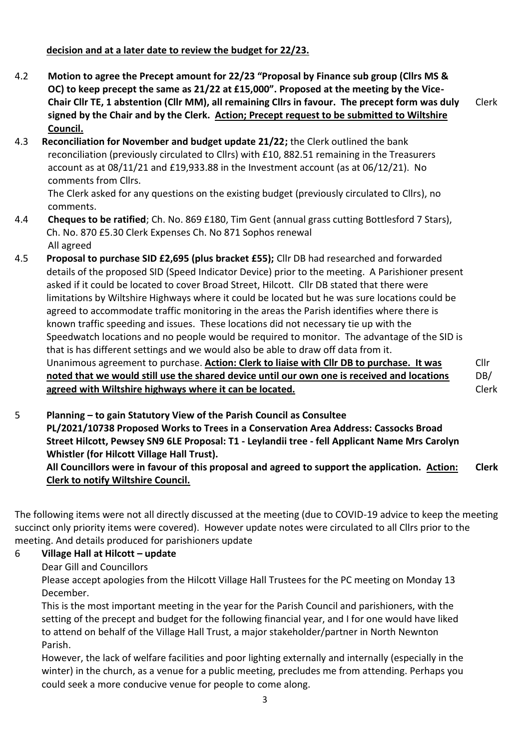**decision and at a later date to review the budget for 22/23.**

4.2 **Motion to agree the Precept amount for 22/23 "Proposal by Finance sub group (Cllrs MS & OC) to keep precept the same as 21/22 at £15,000". Proposed at the meeting by the Vice-Chair Cllr TE, 1 abstention (Cllr MM), all remaining Cllrs in favour. The precept form was duly signed by the Chair and by the Clerk. Action; Precept request to be submitted to Wiltshire Council.** — Clerk

4.3 **Reconciliation for November and budget update 21/22;** the Clerk outlined the bank reconciliation (previously circulated to Cllrs) with £10, 882.51 remaining in the Treasurers account as at 08/11/21 and £19,933.88 in the Investment account (as at 06/12/21). No comments from Cllrs.
The Clerk asked for any questions on the existing budget (previously circulated to Cllrs), no comments.

4.4 **Cheques to be ratified**; Ch. No. 869 £180, Tim Gent (annual grass cutting Bottlesford 7 Stars), Ch. No. 870 £5.30 Clerk Expenses Ch. No 871 Sophos renewal
All agreed

4.5 **Proposal to purchase SID £2,695 (plus bracket £55);** Cllr DB had researched and forwarded details of the proposed SID (Speed Indicator Device) prior to the meeting. A Parishioner present asked if it could be located to cover Broad Street, Hilcott. Cllr DB stated that there were limitations by Wiltshire Highways where it could be located but he was sure locations could be agreed to accommodate traffic monitoring in the areas the Parish identifies where there is known traffic speeding and issues. These locations did not necessary tie up with the Speedwatch locations and no people would be required to monitor. The advantage of the SID is that is has different settings and we would also be able to draw off data from it.
Unanimous agreement to purchase. **Action: Clerk to liaise with Cllr DB to purchase. It was noted that we would still use the shared device until our own one is received and locations agreed with Wiltshire highways where it can be located.** — Cllr DB/ Clerk

5 **Planning – to gain Statutory View of the Parish Council as Consultee**
**PL/2021/10738 Proposed Works to Trees in a Conservation Area Address: Cassocks Broad Street Hilcott, Pewsey SN9 6LE Proposal: T1 - Leylandii tree - fell Applicant Name Mrs Carolyn Whistler (for Hilcott Village Hall Trust).**
**All Councillors were in favour of this proposal and agreed to support the application. Action: Clerk to notify Wiltshire Council.** — **Clerk**

The following items were not all directly discussed at the meeting (due to COVID-19 advice to keep the meeting succinct only priority items were covered). However update notes were circulated to all Cllrs prior to the meeting. And details produced for parishioners update

6 **Village Hall at Hilcott – update**

Dear Gill and Councillors

Please accept apologies from the Hilcott Village Hall Trustees for the PC meeting on Monday 13 December.

This is the most important meeting in the year for the Parish Council and parishioners, with the setting of the precept and budget for the following financial year, and I for one would have liked to attend on behalf of the Village Hall Trust, a major stakeholder/partner in North Newnton Parish.

However, the lack of welfare facilities and poor lighting externally and internally (especially in the winter) in the church, as a venue for a public meeting, precludes me from attending. Perhaps you could seek a more conducive venue for people to come along.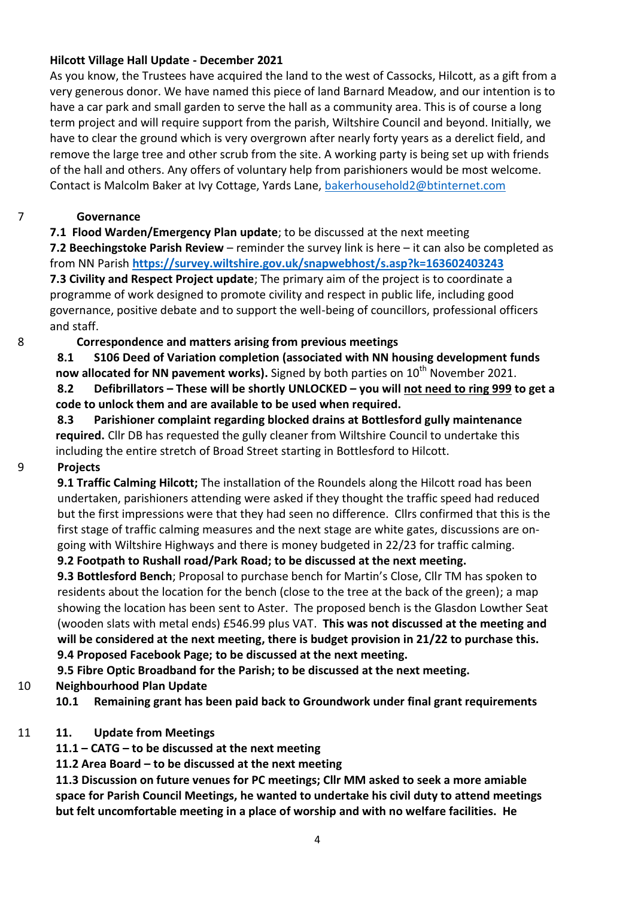**Hilcott Village Hall Update - December 2021**

As you know, the Trustees have acquired the land to the west of Cassocks, Hilcott, as a gift from a very generous donor. We have named this piece of land Barnard Meadow, and our intention is to have a car park and small garden to serve the hall as a community area. This is of course a long term project and will require support from the parish, Wiltshire Council and beyond. Initially, we have to clear the ground which is very overgrown after nearly forty years as a derelict field, and remove the large tree and other scrub from the site. A working party is being set up with friends of the hall and others. Any offers of voluntary help from parishioners would be most welcome. Contact is Malcolm Baker at Ivy Cottage, Yards Lane, bakerhousehold2@btinternet.com

7 **Governance**

**7.1 Flood Warden/Emergency Plan update**; to be discussed at the next meeting

**7.2 Beechingstoke Parish Review** – reminder the survey link is here – it can also be completed as from NN Parish **https://survey.wiltshire.gov.uk/snapwebhost/s.asp?k=163602403243**

**7.3 Civility and Respect Project update**; The primary aim of the project is to coordinate a programme of work designed to promote civility and respect in public life, including good governance, positive debate and to support the well-being of councillors, professional officers and staff.

8 **Correspondence and matters arising from previous meetings**

**8.1 S106 Deed of Variation completion (associated with NN housing development funds now allocated for NN pavement works).** Signed by both parties on 10th November 2021.

**8.2 Defibrillators – These will be shortly UNLOCKED – you will <u>not need to ring 999</u> to get a code to unlock them and are available to be used when required.**

**8.3 Parishioner complaint regarding blocked drains at Bottlesford gully maintenance required.** Cllr DB has requested the gully cleaner from Wiltshire Council to undertake this including the entire stretch of Broad Street starting in Bottlesford to Hilcott.

9 **Projects**

**9.1 Traffic Calming Hilcott;** The installation of the Roundels along the Hilcott road has been undertaken, parishioners attending were asked if they thought the traffic speed had reduced but the first impressions were that they had seen no difference. Cllrs confirmed that this is the first stage of traffic calming measures and the next stage are white gates, discussions are on-going with Wiltshire Highways and there is money budgeted in 22/23 for traffic calming.

**9.2 Footpath to Rushall road/Park Road; to be discussed at the next meeting.**

**9.3 Bottlesford Bench**; Proposal to purchase bench for Martin's Close, Cllr TM has spoken to residents about the location for the bench (close to the tree at the back of the green); a map showing the location has been sent to Aster. The proposed bench is the Glasdon Lowther Seat (wooden slats with metal ends) £546.99 plus VAT. **This was not discussed at the meeting and will be considered at the next meeting, there is budget provision in 21/22 to purchase this.**

**9.4 Proposed Facebook Page; to be discussed at the next meeting.**

**9.5 Fibre Optic Broadband for the Parish; to be discussed at the next meeting.**

10 **Neighbourhood Plan Update**

**10.1 Remaining grant has been paid back to Groundwork under final grant requirements**

11 **11. Update from Meetings**

**11.1 – CATG – to be discussed at the next meeting**

**11.2 Area Board – to be discussed at the next meeting**

**11.3 Discussion on future venues for PC meetings; Cllr MM asked to seek a more amiable space for Parish Council Meetings, he wanted to undertake his civil duty to attend meetings but felt uncomfortable meeting in a place of worship and with no welfare facilities. He**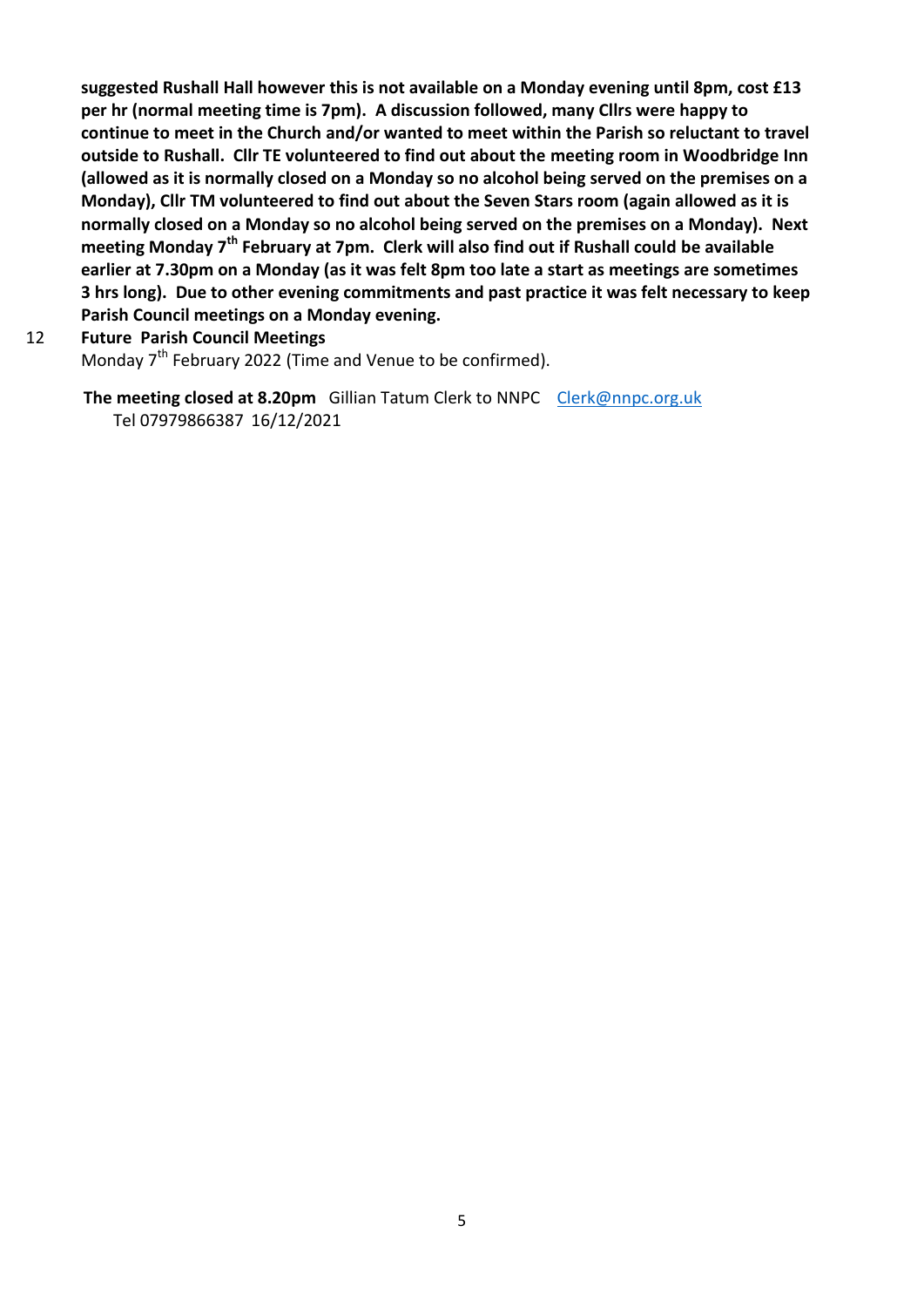**suggested Rushall Hall however this is not available on a Monday evening until 8pm, cost £13 per hr (normal meeting time is 7pm). A discussion followed, many Cllrs were happy to continue to meet in the Church and/or wanted to meet within the Parish so reluctant to travel outside to Rushall. Cllr TE volunteered to find out about the meeting room in Woodbridge Inn (allowed as it is normally closed on a Monday so no alcohol being served on the premises on a Monday), Cllr TM volunteered to find out about the Seven Stars room (again allowed as it is normally closed on a Monday so no alcohol being served on the premises on a Monday). Next meeting Monday 7th February at 7pm. Clerk will also find out if Rushall could be available earlier at 7.30pm on a Monday (as it was felt 8pm too late a start as meetings are sometimes 3 hrs long). Due to other evening commitments and past practice it was felt necessary to keep Parish Council meetings on a Monday evening.**

12 **Future Parish Council Meetings**

Monday 7th February 2022 (Time and Venue to be confirmed).

**The meeting closed at 8.20pm** Gillian Tatum Clerk to NNPC [Clerk@nnpc.org.uk](mailto:Clerk@nnpc.org.uk)

Tel 07979866387 16/12/2021